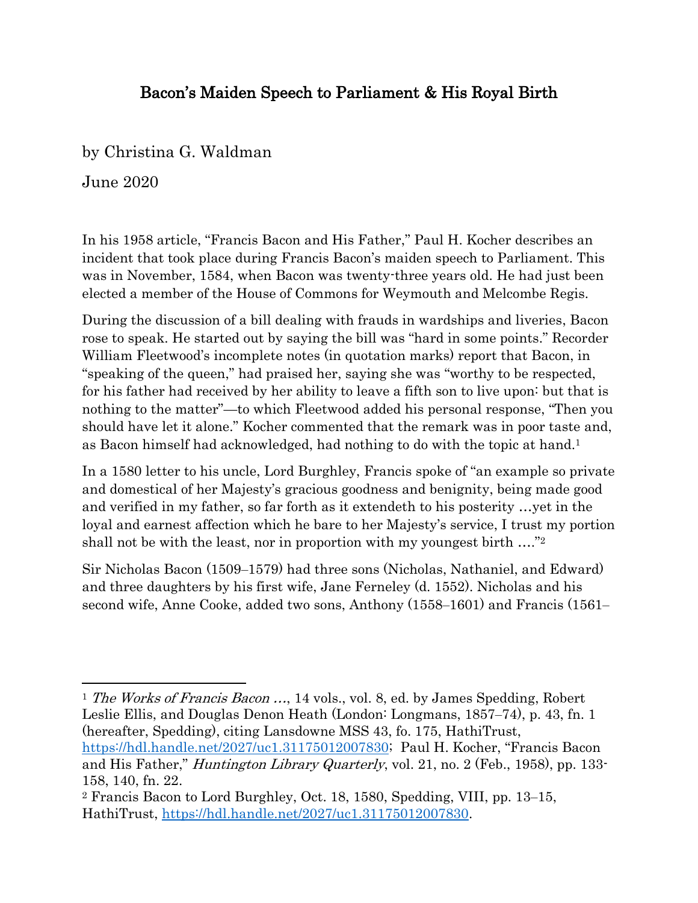# Bacon's Maiden Speech to Parliament & His Royal Birth

by Christina G. Waldman

June 2020

In his 1958 article, "Francis Bacon and His Father," Paul H. Kocher describes an incident that took place during Francis Bacon's maiden speech to Parliament. This was in November, 1584, when Bacon was twenty-three years old. He had just been elected a member of the House of Commons for Weymouth and Melcombe Regis.

During the discussion of a bill dealing with frauds in wardships and liveries, Bacon rose to speak. He started out by saying the bill was "hard in some points." Recorder William Fleetwood's incomplete notes (in quotation marks) report that Bacon, in "speaking of the queen," had praised her, saying she was "worthy to be respected, for his father had received by her ability to leave a fifth son to live upon: but that is nothing to the matter"—to which Fleetwood added his personal response, "Then you should have let it alone." Kocher commented that the remark was in poor taste and, as Bacon himself had acknowledged, had nothing to do with the topic at hand.[1]

In a 1580 letter to his uncle, Lord Burghley, Francis spoke of "an example so private and domestical of her Majesty's gracious goodness and benignity, being made good and verified in my father, so far forth as it extendeth to his posterity …yet in the loyal and earnest affection which he bare to her Majesty's service, I trust my portion shall not be with the least, nor in proportion with my youngest birth …."[2]

Sir Nicholas Bacon (1509–1579) had three sons (Nicholas, Nathaniel, and Edward) and three daughters by his first wife, Jane Ferneley (d. 1552). Nicholas and his second wife, Anne Cooke, added two sons, Anthony (1558–1601) and Francis (1561–

---

[1] *The Works of Francis Bacon …*, 14 vols., vol. 8, ed. by James Spedding, Robert Leslie Ellis, and Douglas Denon Heath (London: Longmans, 1857–74), p. 43, fn. 1 (hereafter, Spedding), citing Lansdowne MSS 43, fo. 175, HathiTrust, https://hdl.handle.net/2027/uc1.31175012007830; Paul H. Kocher, "Francis Bacon and His Father," *Huntington Library Quarterly*, vol. 21, no. 2 (Feb., 1958), pp. 133-158, 140, fn. 22.

[2] Francis Bacon to Lord Burghley, Oct. 18, 1580, Spedding, VIII, pp. 13–15, HathiTrust, https://hdl.handle.net/2027/uc1.31175012007830.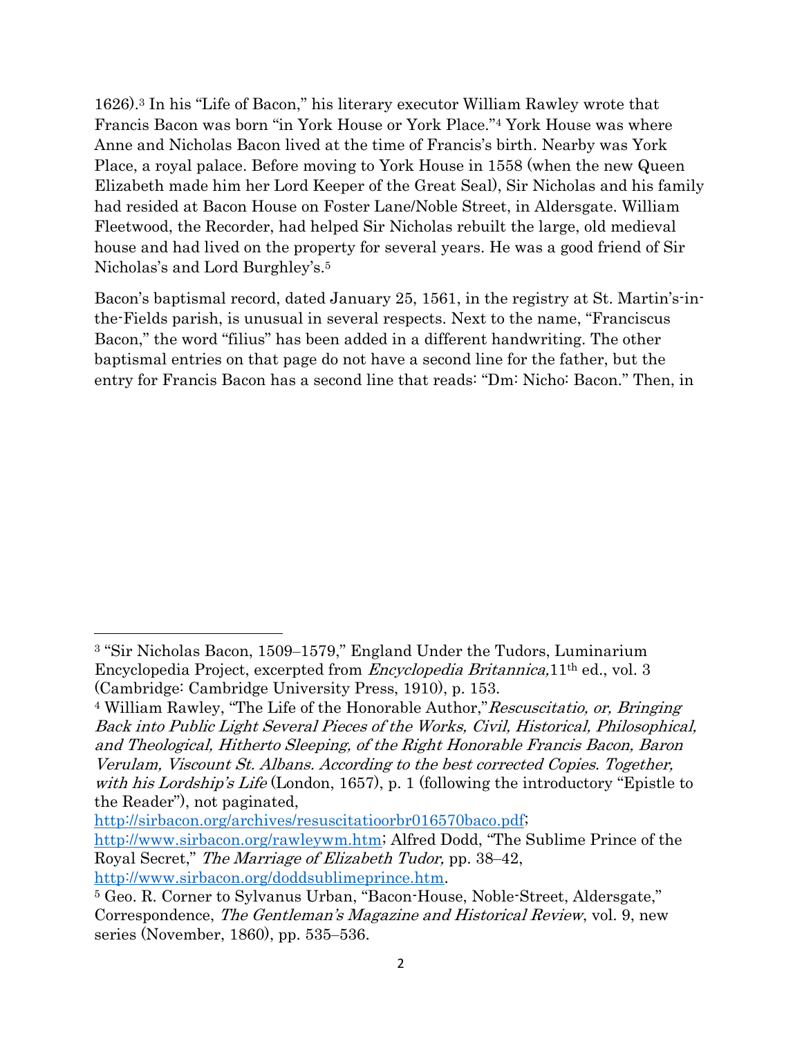1626).[3] In his "Life of Bacon," his literary executor William Rawley wrote that Francis Bacon was born "in York House or York Place."[4] York House was where Anne and Nicholas Bacon lived at the time of Francis's birth. Nearby was York Place, a royal palace. Before moving to York House in 1558 (when the new Queen Elizabeth made him her Lord Keeper of the Great Seal), Sir Nicholas and his family had resided at Bacon House on Foster Lane/Noble Street, in Aldersgate. William Fleetwood, the Recorder, had helped Sir Nicholas rebuilt the large, old medieval house and had lived on the property for several years. He was a good friend of Sir Nicholas's and Lord Burghley's.[5]

Bacon's baptismal record, dated January 25, 1561, in the registry at St. Martin's-in-the-Fields parish, is unusual in several respects. Next to the name, "Franciscus Bacon," the word "filius" has been added in a different handwriting. The other baptismal entries on that page do not have a second line for the father, but the entry for Francis Bacon has a second line that reads: "Dm: Nicho: Bacon." Then, in

---

[3] "Sir Nicholas Bacon, 1509–1579," England Under the Tudors, Luminarium Encyclopedia Project, excerpted from *Encyclopedia Britannica,* 11th ed., vol. 3 (Cambridge: Cambridge University Press, 1910), p. 153.

[4] William Rawley, "The Life of the Honorable Author," *Rescuscitatio, or, Bringing Back into Public Light Several Pieces of the Works, Civil, Historical, Philosophical, and Theological, Hitherto Sleeping, of the Right Honorable Francis Bacon, Baron Verulam, Viscount St. Albans. According to the best corrected Copies. Together, with his Lordship's Life* (London, 1657), p. 1 (following the introductory "Epistle to the Reader"), not paginated, http://sirbacon.org/archives/resuscitatioorbr016570baco.pdf; http://www.sirbacon.org/rawleywm.htm; Alfred Dodd, "The Sublime Prince of the Royal Secret," *The Marriage of Elizabeth Tudor,* pp. 38–42, http://www.sirbacon.org/doddsublimeprince.htm.

[5] Geo. R. Corner to Sylvanus Urban, "Bacon-House, Noble-Street, Aldersgate," Correspondence, *The Gentleman's Magazine and Historical Review*, vol. 9, new series (November, 1860), pp. 535–536.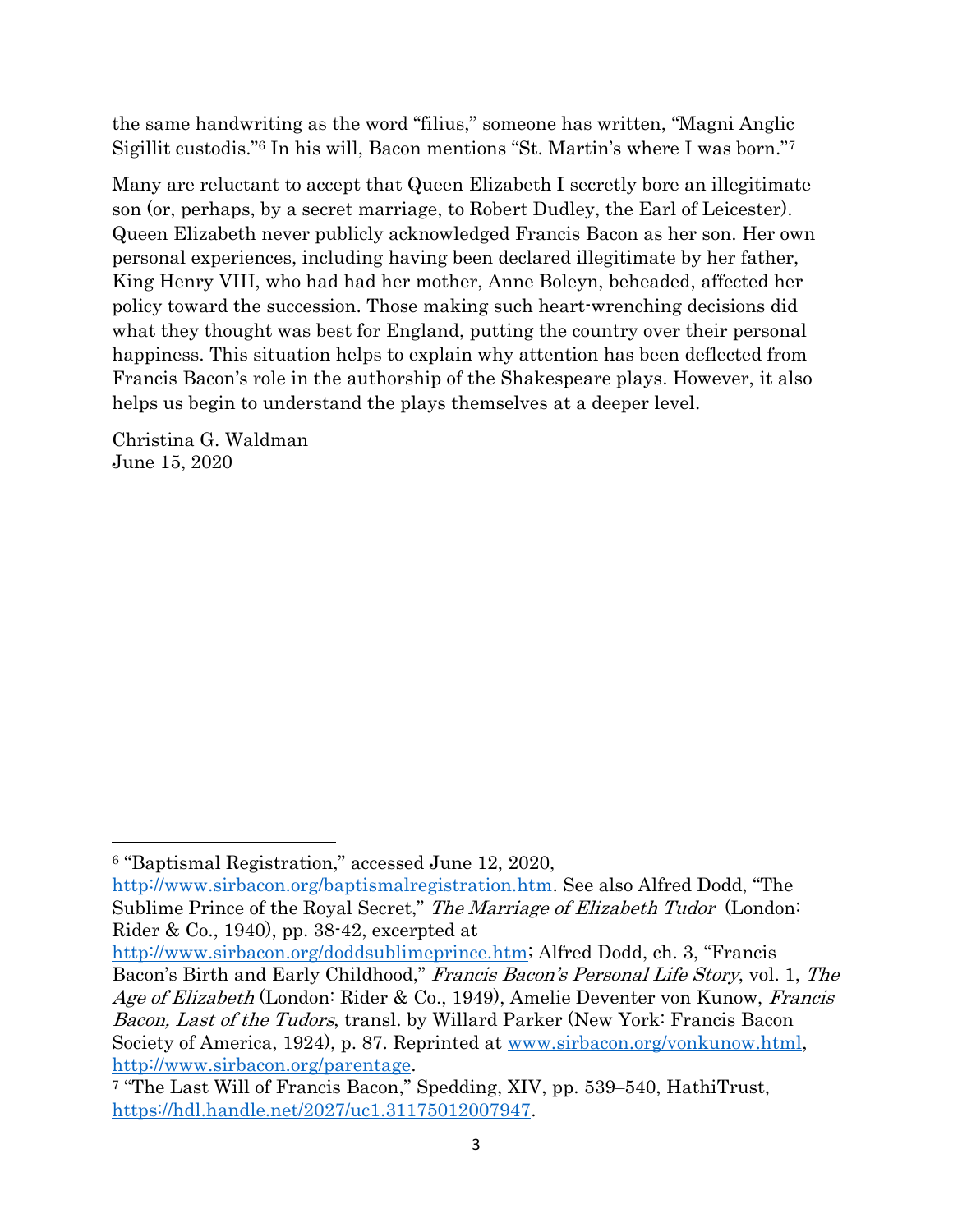the same handwriting as the word "filius," someone has written, "Magni Anglic Sigillit custodis."[6] In his will, Bacon mentions "St. Martin's where I was born."[7]

Many are reluctant to accept that Queen Elizabeth I secretly bore an illegitimate son (or, perhaps, by a secret marriage, to Robert Dudley, the Earl of Leicester). Queen Elizabeth never publicly acknowledged Francis Bacon as her son. Her own personal experiences, including having been declared illegitimate by her father, King Henry VIII, who had had her mother, Anne Boleyn, beheaded, affected her policy toward the succession. Those making such heart-wrenching decisions did what they thought was best for England, putting the country over their personal happiness. This situation helps to explain why attention has been deflected from Francis Bacon's role in the authorship of the Shakespeare plays. However, it also helps us begin to understand the plays themselves at a deeper level.

Christina G. Waldman
June 15, 2020

---

[6] "Baptismal Registration," accessed June 12, 2020, http://www.sirbacon.org/baptismalregistration.htm. See also Alfred Dodd, "The Sublime Prince of the Royal Secret," *The Marriage of Elizabeth Tudor* (London: Rider & Co., 1940), pp. 38-42, excerpted at http://www.sirbacon.org/doddsublimeprince.htm; Alfred Dodd, ch. 3, "Francis Bacon's Birth and Early Childhood," *Francis Bacon's Personal Life Story*, vol. 1, *The Age of Elizabeth* (London: Rider & Co., 1949), Amelie Deventer von Kunow, *Francis Bacon, Last of the Tudors*, transl. by Willard Parker (New York: Francis Bacon Society of America, 1924), p. 87. Reprinted at www.sirbacon.org/vonkunow.html, http://www.sirbacon.org/parentage.

[7] "The Last Will of Francis Bacon," Spedding, XIV, pp. 539–540, HathiTrust, https://hdl.handle.net/2027/uc1.31175012007947.